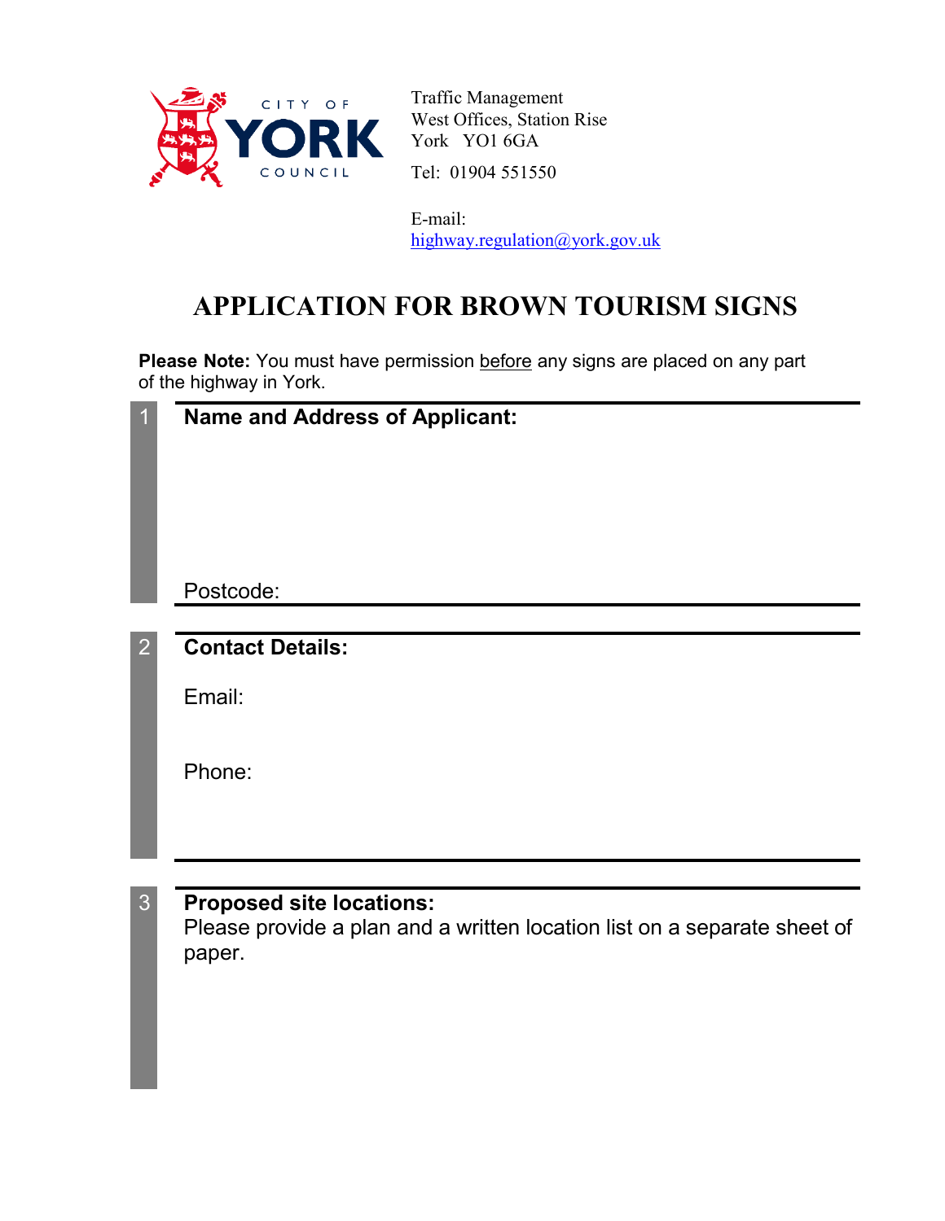Traffic Management
West Offices, Station Rise
York YO1 6GA

Tel: 01904 551550

E-mail:
highway.regulation@york.gov.uk

# APPLICATION FOR BROWN TOURISM SIGNS

**Please Note:** You must have permission before any signs are placed on any part of the highway in York.

**1 Name and Address of Applicant:**

Postcode:

**2 Contact Details:**

Email:

Phone:

**3 Proposed site locations:**
Please provide a plan and a written location list on a separate sheet of paper.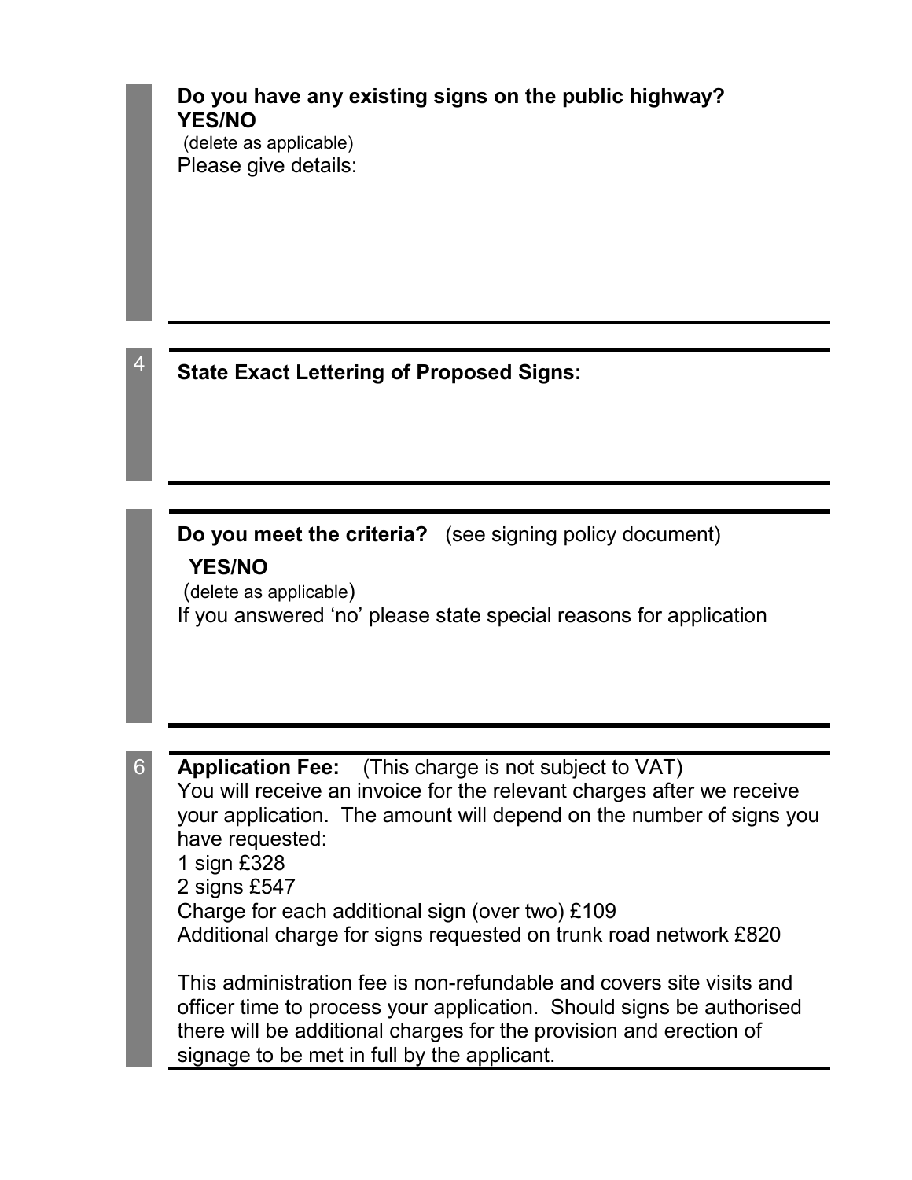**Do you have any existing signs on the public highway?**
**YES/NO**
(delete as applicable)
Please give details:

4 **State Exact Lettering of Proposed Signs:**

**Do you meet the criteria?** (see signing policy document)

**YES/NO**
(delete as applicable)
If you answered 'no' please state special reasons for application

6 **Application Fee:** (This charge is not subject to VAT)
You will receive an invoice for the relevant charges after we receive your application. The amount will depend on the number of signs you have requested:
1 sign £328
2 signs £547
Charge for each additional sign (over two) £109
Additional charge for signs requested on trunk road network £820

This administration fee is non-refundable and covers site visits and officer time to process your application. Should signs be authorised there will be additional charges for the provision and erection of signage to be met in full by the applicant.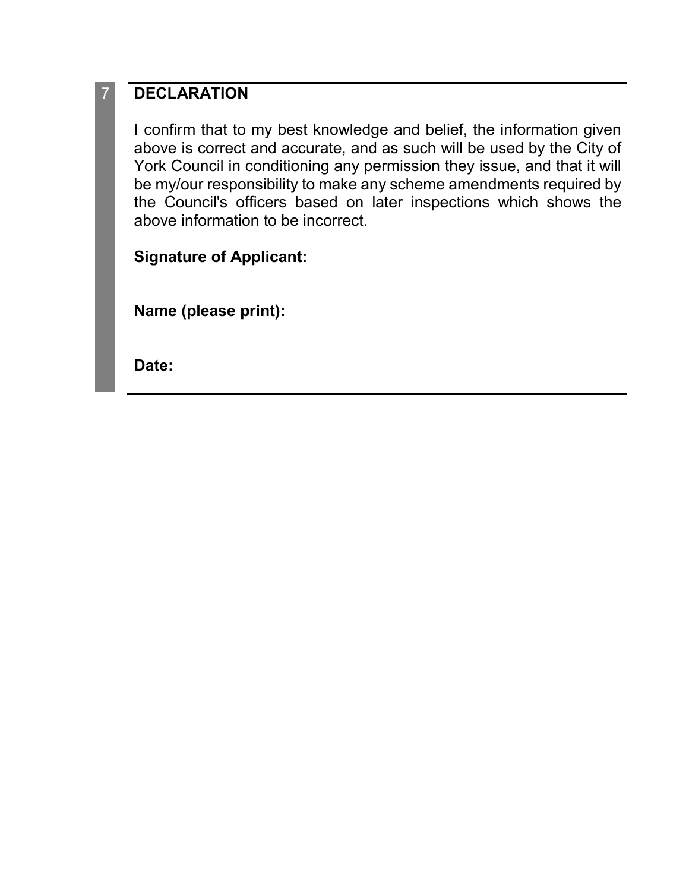## 7 DECLARATION

I confirm that to my best knowledge and belief, the information given above is correct and accurate, and as such will be used by the City of York Council in conditioning any permission they issue, and that it will be my/our responsibility to make any scheme amendments required by the Council's officers based on later inspections which shows the above information to be incorrect.

**Signature of Applicant:**

**Name (please print):**

**Date:**